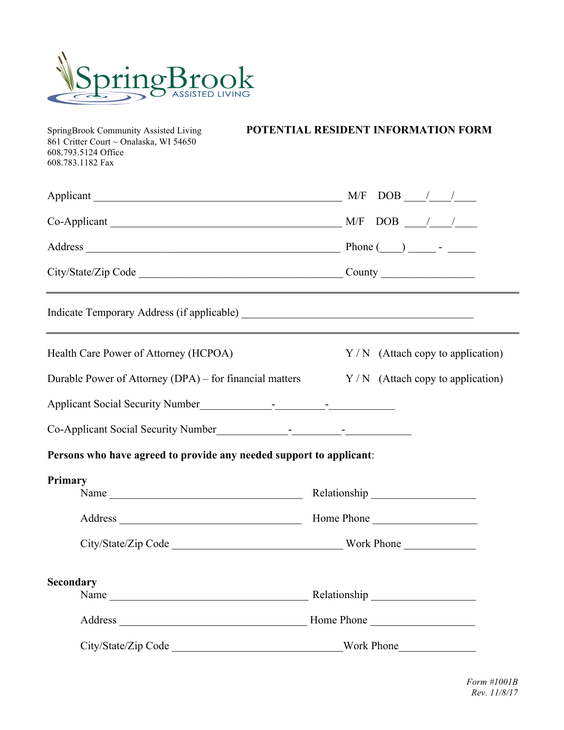SpringBrook
ASSISTED LIVING

SpringBrook Community Assisted Living
861 Critter Court ~ Onalaska, WI 54650
608.793.5124 Office
608.783.1182 Fax

# POTENTIAL RESIDENT INFORMATION FORM

Applicant _____________________________________________ M/F DOB ____/____/____

Co-Applicant _________________________________________ M/F DOB ____/____/____

Address _____________________________________________ Phone (____) _____ - _____

City/State/Zip Code _____________________________________ County ________________

---

Indicate Temporary Address (if applicable) __________________________________________

---

Health Care Power of Attorney (HCPOA) Y / N (Attach copy to application)

Durable Power of Attorney (DPA) – for financial matters Y / N (Attach copy to application)

Applicant Social Security Number_____________-_________-____________

Co-Applicant Social Security Number_____________-_________-____________

**Persons who have agreed to provide any needed support to applicant**:

**Primary**

Name ___________________________________ Relationship ___________________

Address _________________________________ Home Phone ___________________

City/State/Zip Code ______________________________ Work Phone _____________

**Secondary**

Name ___________________________________ Relationship ___________________

Address _________________________________ Home Phone ___________________

City/State/Zip Code ______________________________ Work Phone______________

*Form #1001B*
*Rev. 11/8/17*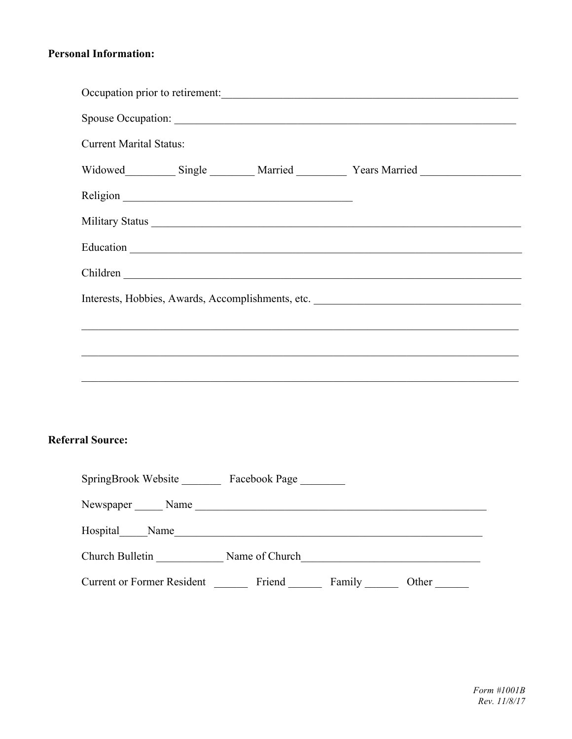**Personal Information:**

Occupation prior to retirement:_______________________________________________________

Spouse Occupation: _______________________________________________________________

Current Marital Status:

Widowed_________ Single ________ Married _________ Years Married _________________

Religion _________________________________________

Military Status ____________________________________________________________________

Education _________________________________________________________________________

Children __________________________________________________________________________

Interests, Hobbies, Awards, Accomplishments, etc. ______________________________________

_______________________________________________________________________________

_______________________________________________________________________________

_______________________________________________________________________________

**Referral Source:**

SpringBrook Website _______ Facebook Page ________

Newspaper _____ Name ______________________________________________________

Hospital_____Name_________________________________________________________

Church Bulletin ___________ Name of Church_______________________________

Current or Former Resident ______ Friend ______ Family ______ Other ______

*Form #1001B*
*Rev. 11/8/17*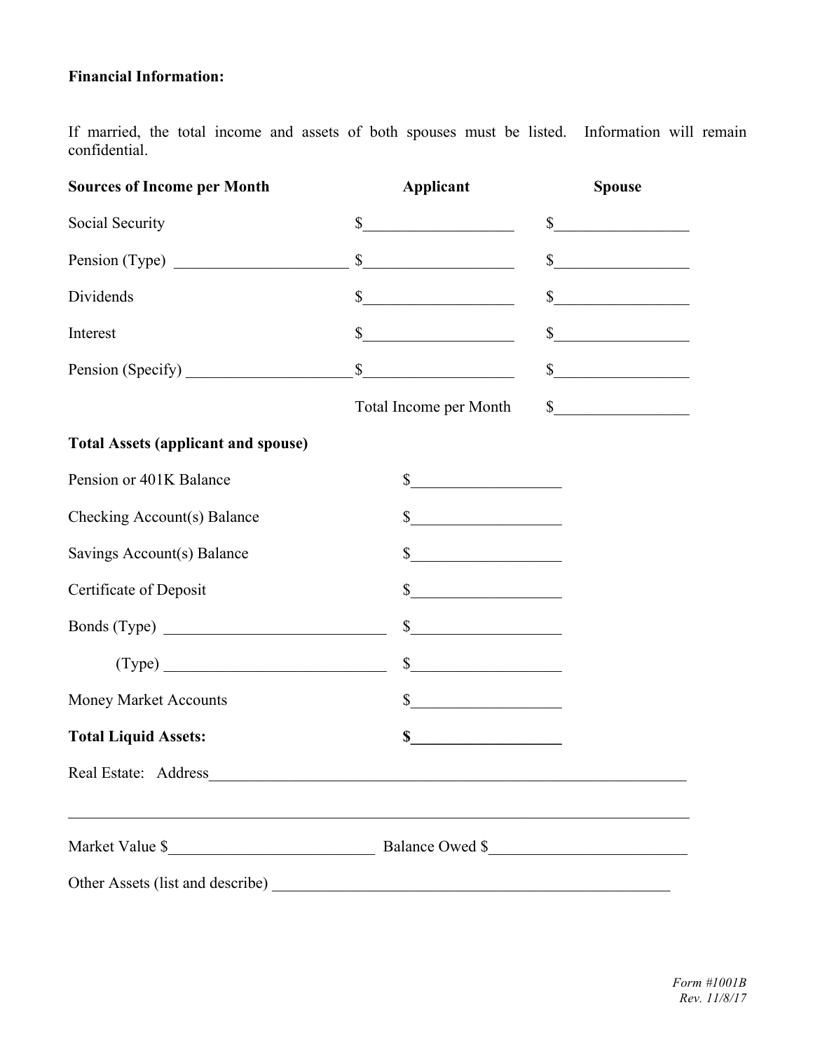**Financial Information:**

If married, the total income and assets of both spouses must be listed. Information will remain confidential.

| **Sources of Income per Month** | **Applicant** | **Spouse** |
|---|---|---|
| Social Security | $__________________ | $________________ |
| Pension (Type) _____________________ | $__________________ | $________________ |
| Dividends | $__________________ | $________________ |
| Interest | $__________________ | $________________ |
| Pension (Specify) ____________________ | $__________________ | $________________ |
| | Total Income per Month | $________________ |

**Total Assets (applicant and spouse)**

| | |
|---|---|
| Pension or 401K Balance | $__________________ |
| Checking Account(s) Balance | $__________________ |
| Savings Account(s) Balance | $__________________ |
| Certificate of Deposit | $__________________ |
| Bonds (Type) ___________________________ | $__________________ |
| (Type) ___________________________ | $__________________ |
| Money Market Accounts | $__________________ |
| **Total Liquid Assets:** | **$__________________** |

Real Estate: Address_______________________________________________________________

_____________________________________________________________________________

Market Value $__________________________ Balance Owed $________________________

Other Assets (list and describe) ___________________________________________________

*Form #1001B*
*Rev. 11/8/17*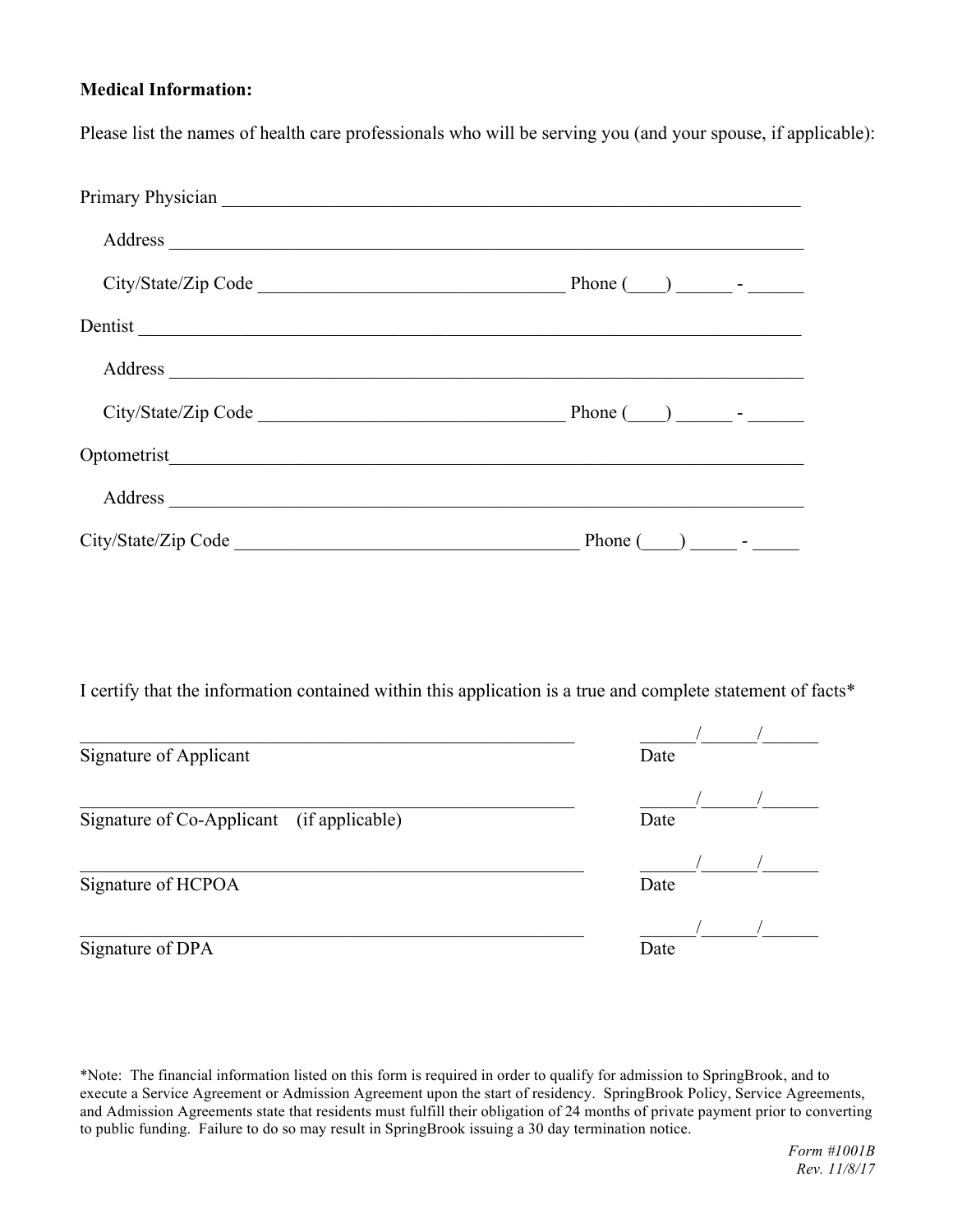**Medical Information:**

Please list the names of health care professionals who will be serving you (and your spouse, if applicable):

Primary Physician ___________________________________________________________

Address ___________________________________________________________

City/State/Zip Code _________________________________ Phone (____) ______ - ______

Dentist ___________________________________________________________

Address ___________________________________________________________

City/State/Zip Code _________________________________ Phone (____) ______ - ______

Optometrist___________________________________________________________

Address ___________________________________________________________

City/State/Zip Code _____________________________________ Phone (____) _____ - _____

I certify that the information contained within this application is a true and complete statement of facts*

_______________________________________________________ ______/______/______

Signature of Applicant Date

_______________________________________________________ ______/______/______

Signature of Co-Applicant (if applicable) Date

_______________________________________________________ ______/______/______

Signature of HCPOA Date

_______________________________________________________ ______/______/______

Signature of DPA Date

*Note: The financial information listed on this form is required in order to qualify for admission to SpringBrook, and to execute a Service Agreement or Admission Agreement upon the start of residency. SpringBrook Policy, Service Agreements, and Admission Agreements state that residents must fulfill their obligation of 24 months of private payment prior to converting to public funding. Failure to do so may result in SpringBrook issuing a 30 day termination notice.

*Form #1001B*
*Rev. 11/8/17*